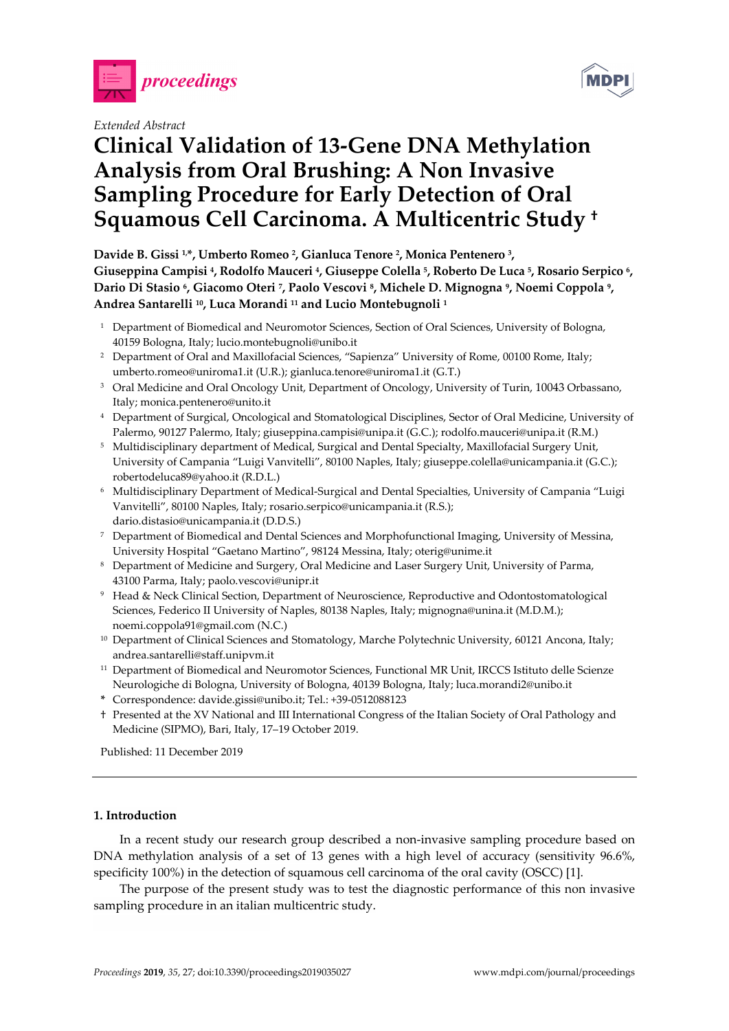*Extended Abstract*

# Clinical Validation of 13-Gene DNA Methylation Analysis from Oral Brushing: A Non Invasive Sampling Procedure for Early Detection of Oral Squamous Cell Carcinoma. A Multicentric Study †

**Davide B. Gissi [1,*], Umberto Romeo [2], Gianluca Tenore [2], Monica Pentenero [3], Giuseppina Campisi [4], Rodolfo Mauceri [4], Giuseppe Colella [5], Roberto De Luca [5], Rosario Serpico [6], Dario Di Stasio [6], Giacomo Oteri [7], Paolo Vescovi [8], Michele D. Mignogna [9], Noemi Coppola [9], Andrea Santarelli [10], Luca Morandi [11] and Lucio Montebugnoli [1]**

[1] Department of Biomedical and Neuromotor Sciences, Section of Oral Sciences, University of Bologna, 40159 Bologna, Italy; lucio.montebugnoli@unibo.it

[2] Department of Oral and Maxillofacial Sciences, "Sapienza" University of Rome, 00100 Rome, Italy; umberto.romeo@uniroma1.it (U.R.); gianluca.tenore@uniroma1.it (G.T.)

[3] Oral Medicine and Oral Oncology Unit, Department of Oncology, University of Turin, 10043 Orbassano, Italy; monica.pentenero@unito.it

[4] Department of Surgical, Oncological and Stomatological Disciplines, Sector of Oral Medicine, University of Palermo, 90127 Palermo, Italy; giuseppina.campisi@unipa.it (G.C.); rodolfo.mauceri@unipa.it (R.M.)

[5] Multidisciplinary department of Medical, Surgical and Dental Specialty, Maxillofacial Surgery Unit, University of Campania "Luigi Vanvitelli", 80100 Naples, Italy; giuseppe.colella@unicampania.it (G.C.); robertodeluca89@yahoo.it (R.D.L.)

[6] Multidisciplinary Department of Medical-Surgical and Dental Specialties, University of Campania "Luigi Vanvitelli", 80100 Naples, Italy; rosario.serpico@unicampania.it (R.S.); dario.distasio@unicampania.it (D.D.S.)

[7] Department of Biomedical and Dental Sciences and Morphofunctional Imaging, University of Messina, University Hospital "Gaetano Martino", 98124 Messina, Italy; oterig@unime.it

[8] Department of Medicine and Surgery, Oral Medicine and Laser Surgery Unit, University of Parma, 43100 Parma, Italy; paolo.vescovi@unipr.it

[9] Head & Neck Clinical Section, Department of Neuroscience, Reproductive and Odontostomatological Sciences, Federico II University of Naples, 80138 Naples, Italy; mignogna@unina.it (M.D.M.); noemi.coppola91@gmail.com (N.C.)

[10] Department of Clinical Sciences and Stomatology, Marche Polytechnic University, 60121 Ancona, Italy; andrea.santarelli@staff.univpm.it

[11] Department of Biomedical and Neuromotor Sciences, Functional MR Unit, IRCCS Istituto delle Scienze Neurologiche di Bologna, University of Bologna, 40139 Bologna, Italy; luca.morandi2@unibo.it

\* Correspondence: davide.gissi@unibo.it; Tel.: +39-0512088123

† Presented at the XV National and III International Congress of the Italian Society of Oral Pathology and Medicine (SIPMO), Bari, Italy, 17–19 October 2019.

Published: 11 December 2019

## 1. Introduction

In a recent study our research group described a non-invasive sampling procedure based on DNA methylation analysis of a set of 13 genes with a high level of accuracy (sensitivity 96.6%, specificity 100%) in the detection of squamous cell carcinoma of the oral cavity (OSCC) [1].

The purpose of the present study was to test the diagnostic performance of this non invasive sampling procedure in an italian multicentric study.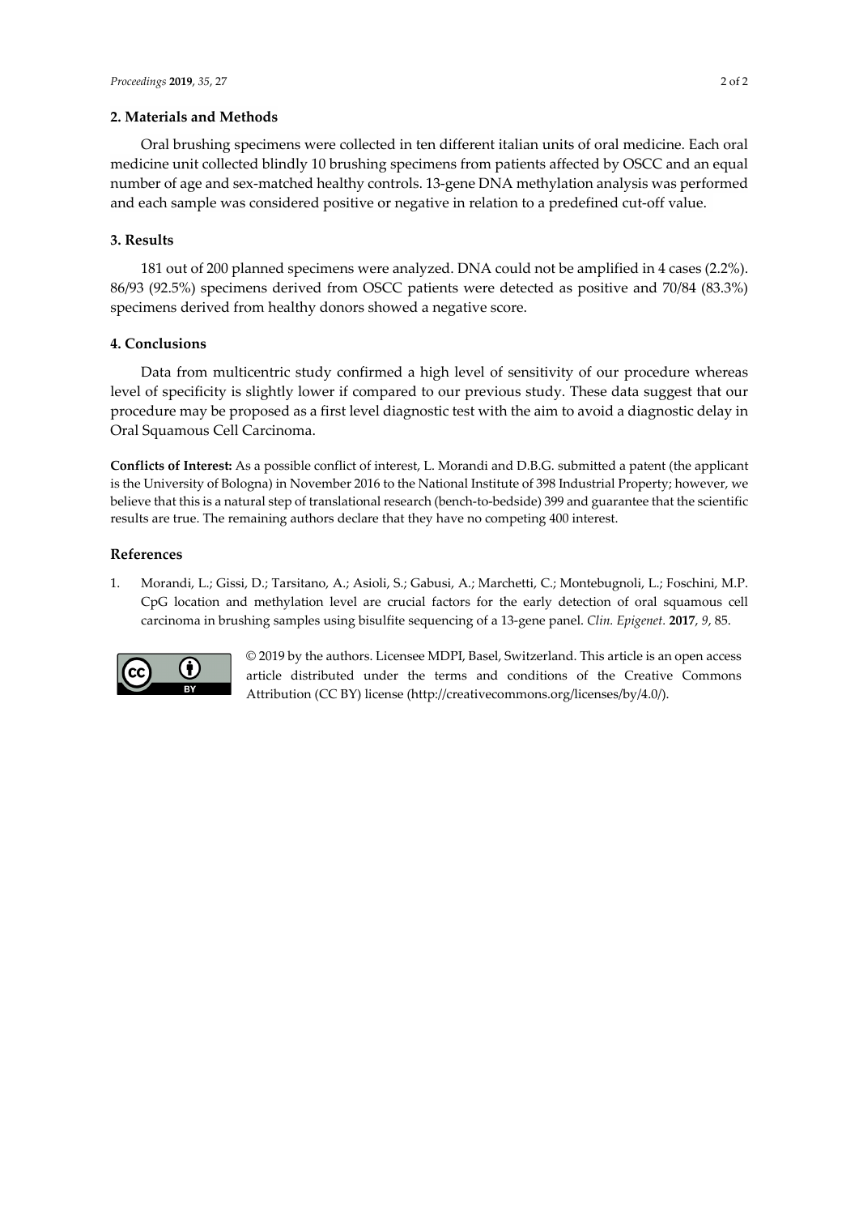## 2. Materials and Methods

Oral brushing specimens were collected in ten different italian units of oral medicine. Each oral medicine unit collected blindly 10 brushing specimens from patients affected by OSCC and an equal number of age and sex-matched healthy controls. 13-gene DNA methylation analysis was performed and each sample was considered positive or negative in relation to a predefined cut-off value.

## 3. Results

181 out of 200 planned specimens were analyzed. DNA could not be amplified in 4 cases (2.2%). 86/93 (92.5%) specimens derived from OSCC patients were detected as positive and 70/84 (83.3%) specimens derived from healthy donors showed a negative score.

## 4. Conclusions

Data from multicentric study confirmed a high level of sensitivity of our procedure whereas level of specificity is slightly lower if compared to our previous study. These data suggest that our procedure may be proposed as a first level diagnostic test with the aim to avoid a diagnostic delay in Oral Squamous Cell Carcinoma.

**Conflicts of Interest:** As a possible conflict of interest, L. Morandi and D.B.G. submitted a patent (the applicant is the University of Bologna) in November 2016 to the National Institute of 398 Industrial Property; however, we believe that this is a natural step of translational research (bench-to-bedside) 399 and guarantee that the scientific results are true. The remaining authors declare that they have no competing 400 interest.

## References

1. Morandi, L.; Gissi, D.; Tarsitano, A.; Asioli, S.; Gabusi, A.; Marchetti, C.; Montebugnoli, L.; Foschini, M.P. CpG location and methylation level are crucial factors for the early detection of oral squamous cell carcinoma in brushing samples using bisulfite sequencing of a 13-gene panel. *Clin. Epigenet.* **2017**, *9*, 85.

© 2019 by the authors. Licensee MDPI, Basel, Switzerland. This article is an open access article distributed under the terms and conditions of the Creative Commons Attribution (CC BY) license (http://creativecommons.org/licenses/by/4.0/).